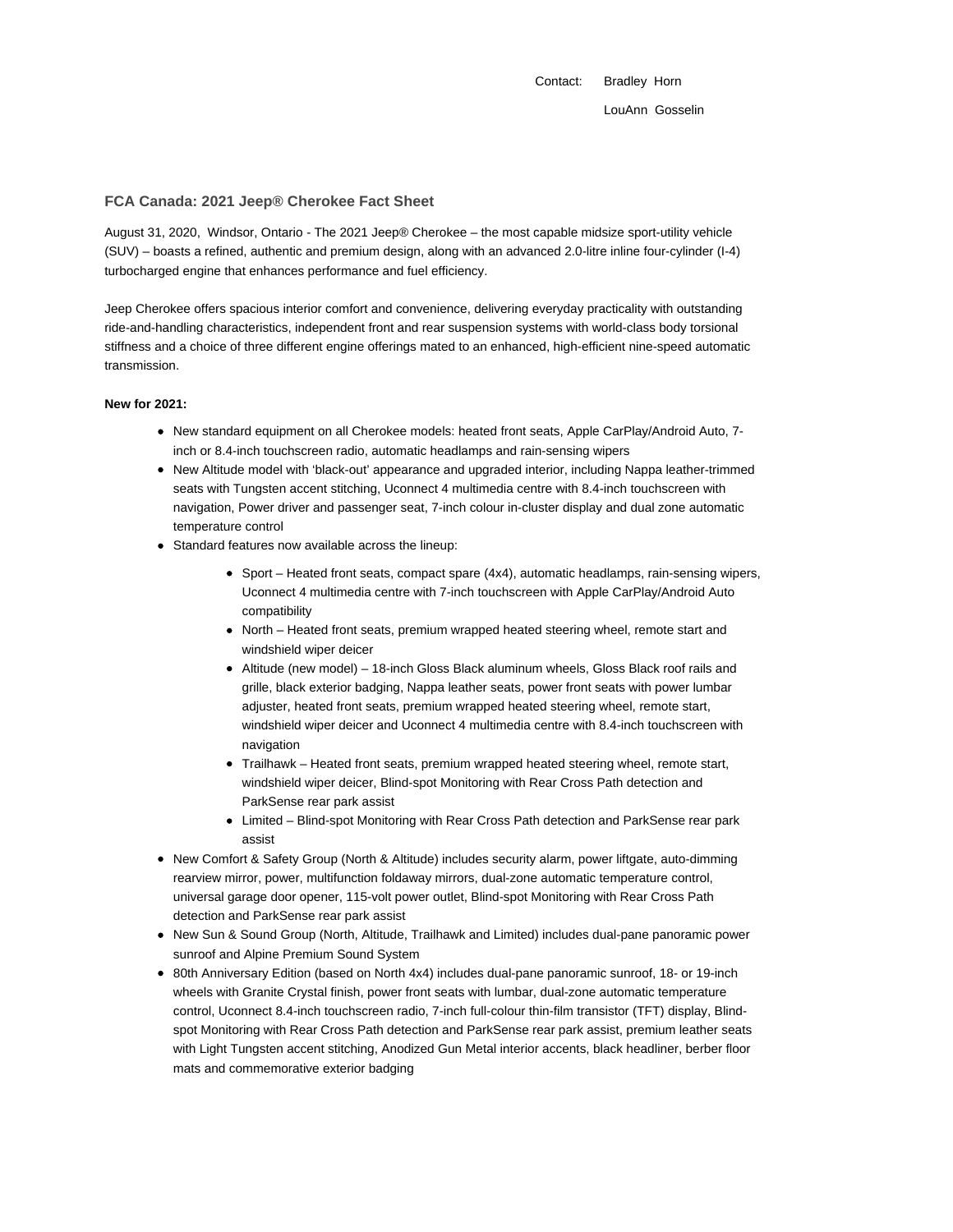Contact: Bradley Horn

LouAnn Gosselin

## FCA Canada: 2021 Jeep® Cherokee Fact Sheet

August 31, 2020, Windsor, Ontario - The 2021 Jeep® Cherokee – the most capable midsize sport-utility vehicle (SUV) – boasts a refined, authentic and premium design, along with an advanced 2.0-litre inline four-cylinder (I-4) turbocharged engine that enhances performance and fuel efficiency.

Jeep Cherokee offers spacious interior comfort and convenience, delivering everyday practicality with outstanding ride-and-handling characteristics, independent front and rear suspension systems with world-class body torsional stiffness and a choice of three different engine offerings mated to an enhanced, high-efficient nine-speed automatic transmission.

**New for 2021:**

- New standard equipment on all Cherokee models: heated front seats, Apple CarPlay/Android Auto, 7-inch or 8.4-inch touchscreen radio, automatic headlamps and rain-sensing wipers
- New Altitude model with 'black-out' appearance and upgraded interior, including Nappa leather-trimmed seats with Tungsten accent stitching, Uconnect 4 multimedia centre with 8.4-inch touchscreen with navigation, Power driver and passenger seat, 7-inch colour in-cluster display and dual zone automatic temperature control
- Standard features now available across the lineup:
    - Sport – Heated front seats, compact spare (4x4), automatic headlamps, rain-sensing wipers, Uconnect 4 multimedia centre with 7-inch touchscreen with Apple CarPlay/Android Auto compatibility
    - North – Heated front seats, premium wrapped heated steering wheel, remote start and windshield wiper deicer
    - Altitude (new model) – 18-inch Gloss Black aluminum wheels, Gloss Black roof rails and grille, black exterior badging, Nappa leather seats, power front seats with power lumbar adjuster, heated front seats, premium wrapped heated steering wheel, remote start, windshield wiper deicer and Uconnect 4 multimedia centre with 8.4-inch touchscreen with navigation
    - Trailhawk – Heated front seats, premium wrapped heated steering wheel, remote start, windshield wiper deicer, Blind-spot Monitoring with Rear Cross Path detection and ParkSense rear park assist
    - Limited – Blind-spot Monitoring with Rear Cross Path detection and ParkSense rear park assist
- New Comfort & Safety Group (North & Altitude) includes security alarm, power liftgate, auto-dimming rearview mirror, power, multifunction foldaway mirrors, dual-zone automatic temperature control, universal garage door opener, 115-volt power outlet, Blind-spot Monitoring with Rear Cross Path detection and ParkSense rear park assist
- New Sun & Sound Group (North, Altitude, Trailhawk and Limited) includes dual-pane panoramic power sunroof and Alpine Premium Sound System
- 80th Anniversary Edition (based on North 4x4) includes dual-pane panoramic sunroof, 18- or 19-inch wheels with Granite Crystal finish, power front seats with lumbar, dual-zone automatic temperature control, Uconnect 8.4-inch touchscreen radio, 7-inch full-colour thin-film transistor (TFT) display, Blind-spot Monitoring with Rear Cross Path detection and ParkSense rear park assist, premium leather seats with Light Tungsten accent stitching, Anodized Gun Metal interior accents, black headliner, berber floor mats and commemorative exterior badging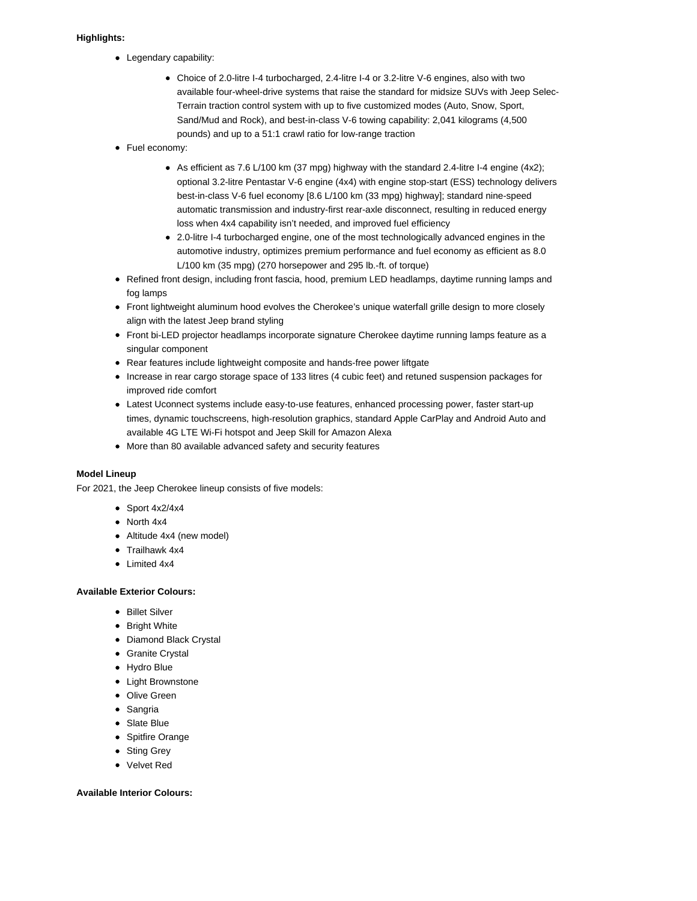**Highlights:**

- Legendary capability:
    - Choice of 2.0-litre I-4 turbocharged, 2.4-litre I-4 or 3.2-litre V-6 engines, also with two available four-wheel-drive systems that raise the standard for midsize SUVs with Jeep Selec-Terrain traction control system with up to five customized modes (Auto, Snow, Sport, Sand/Mud and Rock), and best-in-class V-6 towing capability: 2,041 kilograms (4,500 pounds) and up to a 51:1 crawl ratio for low-range traction
- Fuel economy:
    - As efficient as 7.6 L/100 km (37 mpg) highway with the standard 2.4-litre I-4 engine (4x2); optional 3.2-litre Pentastar V-6 engine (4x4) with engine stop-start (ESS) technology delivers best-in-class V-6 fuel economy [8.6 L/100 km (33 mpg) highway]; standard nine-speed automatic transmission and industry-first rear-axle disconnect, resulting in reduced energy loss when 4x4 capability isn't needed, and improved fuel efficiency
    - 2.0-litre I-4 turbocharged engine, one of the most technologically advanced engines in the automotive industry, optimizes premium performance and fuel economy as efficient as 8.0 L/100 km (35 mpg) (270 horsepower and 295 lb.-ft. of torque)
- Refined front design, including front fascia, hood, premium LED headlamps, daytime running lamps and fog lamps
- Front lightweight aluminum hood evolves the Cherokee's unique waterfall grille design to more closely align with the latest Jeep brand styling
- Front bi-LED projector headlamps incorporate signature Cherokee daytime running lamps feature as a singular component
- Rear features include lightweight composite and hands-free power liftgate
- Increase in rear cargo storage space of 133 litres (4 cubic feet) and retuned suspension packages for improved ride comfort
- Latest Uconnect systems include easy-to-use features, enhanced processing power, faster start-up times, dynamic touchscreens, high-resolution graphics, standard Apple CarPlay and Android Auto and available 4G LTE Wi-Fi hotspot and Jeep Skill for Amazon Alexa
- More than 80 available advanced safety and security features

**Model Lineup**

For 2021, the Jeep Cherokee lineup consists of five models:

- Sport 4x2/4x4
- North 4x4
- Altitude 4x4 (new model)
- Trailhawk 4x4
- Limited 4x4

**Available Exterior Colours:**

- Billet Silver
- Bright White
- Diamond Black Crystal
- Granite Crystal
- Hydro Blue
- Light Brownstone
- Olive Green
- Sangria
- Slate Blue
- Spitfire Orange
- Sting Grey
- Velvet Red

**Available Interior Colours:**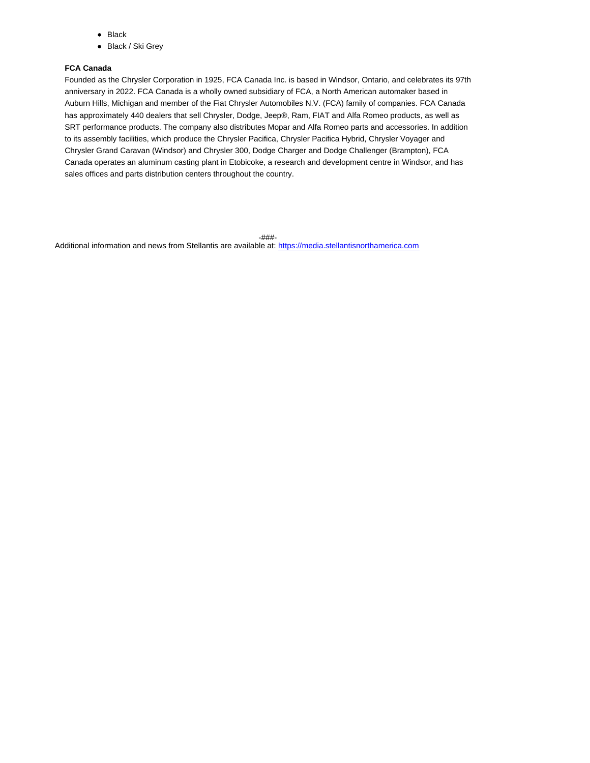- Black
- Black / Ski Grey

**FCA Canada**

Founded as the Chrysler Corporation in 1925, FCA Canada Inc. is based in Windsor, Ontario, and celebrates its 97th anniversary in 2022. FCA Canada is a wholly owned subsidiary of FCA, a North American automaker based in Auburn Hills, Michigan and member of the Fiat Chrysler Automobiles N.V. (FCA) family of companies. FCA Canada has approximately 440 dealers that sell Chrysler, Dodge, Jeep®, Ram, FIAT and Alfa Romeo products, as well as SRT performance products. The company also distributes Mopar and Alfa Romeo parts and accessories. In addition to its assembly facilities, which produce the Chrysler Pacifica, Chrysler Pacifica Hybrid, Chrysler Voyager and Chrysler Grand Caravan (Windsor) and Chrysler 300, Dodge Charger and Dodge Challenger (Brampton), FCA Canada operates an aluminum casting plant in Etobicoke, a research and development centre in Windsor, and has sales offices and parts distribution centers throughout the country.

-###-

Additional information and news from Stellantis are available at: [https://media.stellantisnorthamerica.com](https://media.stellantisnorthamerica.com)